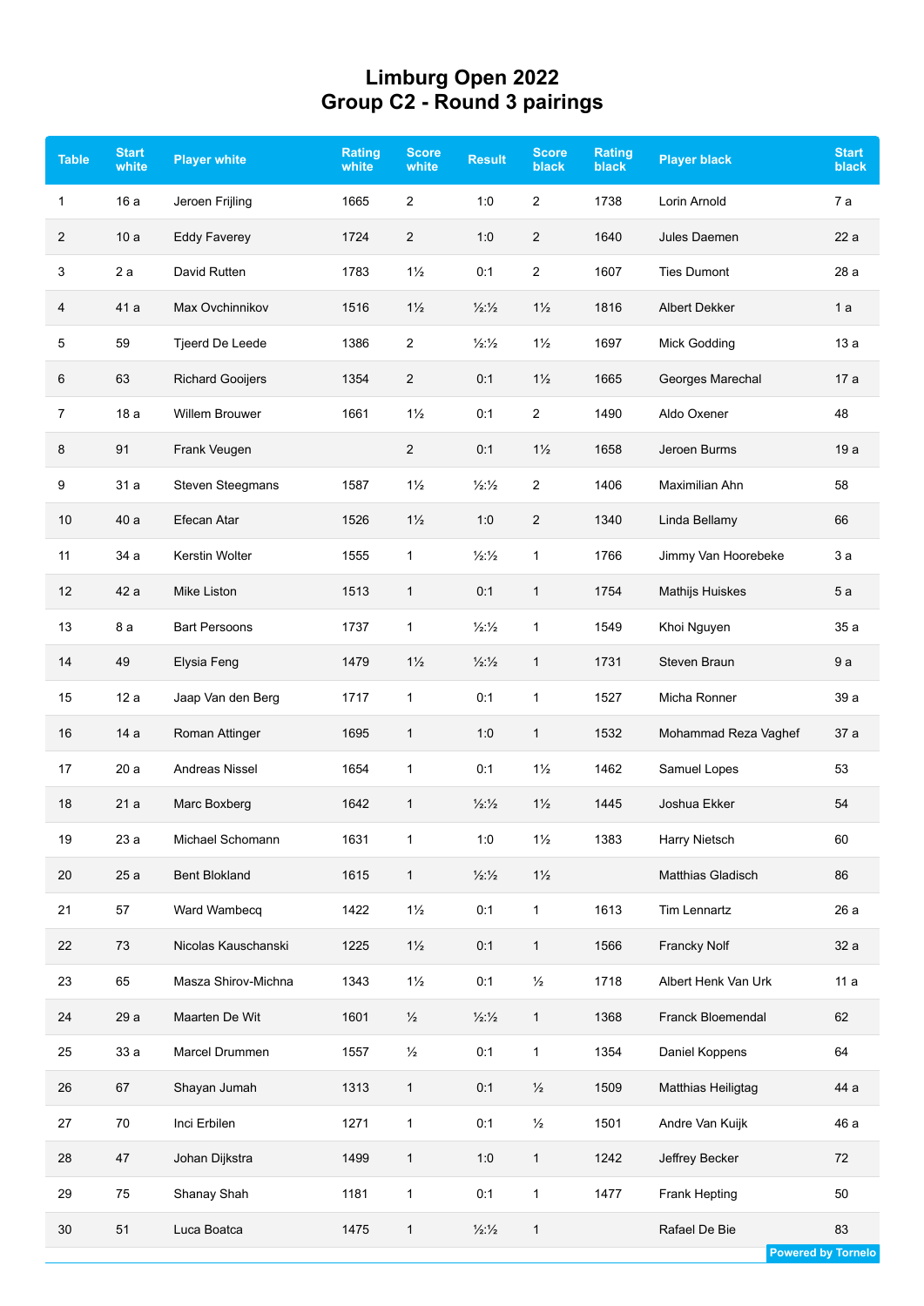# Limburg Open 2022
## Group C2 - Round 3 pairings

| Table | Start white | Player white | Rating white | Score white | Result | Score black | Rating black | Player black | Start black |
|---|---|---|---|---|---|---|---|---|---|
| 1 | 16 a | Jeroen Frijling | 1665 | 2 | 1:0 | 2 | 1738 | Lorin Arnold | 7 a |
| 2 | 10 a | Eddy Faverey | 1724 | 2 | 1:0 | 2 | 1640 | Jules Daemen | 22 a |
| 3 | 2 a | David Rutten | 1783 | 1½ | 0:1 | 2 | 1607 | Ties Dumont | 28 a |
| 4 | 41 a | Max Ovchinnikov | 1516 | 1½ | ½:½ | 1½ | 1816 | Albert Dekker | 1 a |
| 5 | 59 | Tjeerd De Leede | 1386 | 2 | ½:½ | 1½ | 1697 | Mick Godding | 13 a |
| 6 | 63 | Richard Gooijers | 1354 | 2 | 0:1 | 1½ | 1665 | Georges Marechal | 17 a |
| 7 | 18 a | Willem Brouwer | 1661 | 1½ | 0:1 | 2 | 1490 | Aldo Oxener | 48 |
| 8 | 91 | Frank Veugen | | 2 | 0:1 | 1½ | 1658 | Jeroen Burms | 19 a |
| 9 | 31 a | Steven Steegmans | 1587 | 1½ | ½:½ | 2 | 1406 | Maximilian Ahn | 58 |
| 10 | 40 a | Efecan Atar | 1526 | 1½ | 1:0 | 2 | 1340 | Linda Bellamy | 66 |
| 11 | 34 a | Kerstin Wolter | 1555 | 1 | ½:½ | 1 | 1766 | Jimmy Van Hoorebeke | 3 a |
| 12 | 42 a | Mike Liston | 1513 | 1 | 0:1 | 1 | 1754 | Mathijs Huiskes | 5 a |
| 13 | 8 a | Bart Persoons | 1737 | 1 | ½:½ | 1 | 1549 | Khoi Nguyen | 35 a |
| 14 | 49 | Elysia Feng | 1479 | 1½ | ½:½ | 1 | 1731 | Steven Braun | 9 a |
| 15 | 12 a | Jaap Van den Berg | 1717 | 1 | 0:1 | 1 | 1527 | Micha Ronner | 39 a |
| 16 | 14 a | Roman Attinger | 1695 | 1 | 1:0 | 1 | 1532 | Mohammad Reza Vaghef | 37 a |
| 17 | 20 a | Andreas Nissel | 1654 | 1 | 0:1 | 1½ | 1462 | Samuel Lopes | 53 |
| 18 | 21 a | Marc Boxberg | 1642 | 1 | ½:½ | 1½ | 1445 | Joshua Ekker | 54 |
| 19 | 23 a | Michael Schomann | 1631 | 1 | 1:0 | 1½ | 1383 | Harry Nietsch | 60 |
| 20 | 25 a | Bent Blokland | 1615 | 1 | ½:½ | 1½ | | Matthias Gladisch | 86 |
| 21 | 57 | Ward Wambecq | 1422 | 1½ | 0:1 | 1 | 1613 | Tim Lennartz | 26 a |
| 22 | 73 | Nicolas Kauschanski | 1225 | 1½ | 0:1 | 1 | 1566 | Francky Nolf | 32 a |
| 23 | 65 | Masza Shirov-Michna | 1343 | 1½ | 0:1 | ½ | 1718 | Albert Henk Van Urk | 11 a |
| 24 | 29 a | Maarten De Wit | 1601 | ½ | ½:½ | 1 | 1368 | Franck Bloemendal | 62 |
| 25 | 33 a | Marcel Drummen | 1557 | ½ | 0:1 | 1 | 1354 | Daniel Koppens | 64 |
| 26 | 67 | Shayan Jumah | 1313 | 1 | 0:1 | ½ | 1509 | Matthias Heiligtag | 44 a |
| 27 | 70 | Inci Erbilen | 1271 | 1 | 0:1 | ½ | 1501 | Andre Van Kuijk | 46 a |
| 28 | 47 | Johan Dijkstra | 1499 | 1 | 1:0 | 1 | 1242 | Jeffrey Becker | 72 |
| 29 | 75 | Shanay Shah | 1181 | 1 | 0:1 | 1 | 1477 | Frank Hepting | 50 |
| 30 | 51 | Luca Boatca | 1475 | 1 | ½:½ | 1 | | Rafael De Bie | 83 |

Powered by Tornelo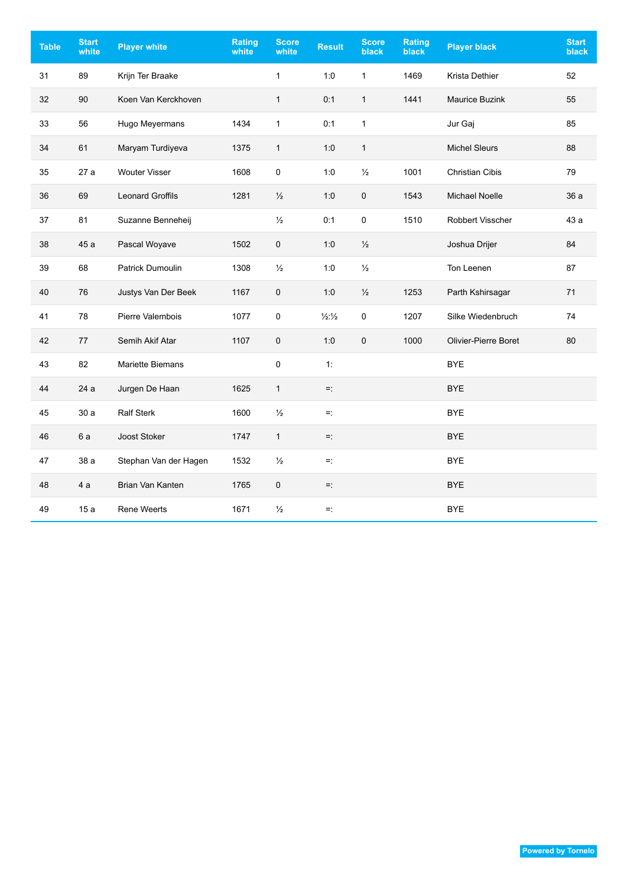| Table | Start white | Player white | Rating white | Score white | Result | Score black | Rating black | Player black | Start black |
|---|---|---|---|---|---|---|---|---|---|
| 31 | 89 | Krijn Ter Braake | | 1 | 1:0 | 1 | 1469 | Krista Dethier | 52 |
| 32 | 90 | Koen Van Kerckhoven | | 1 | 0:1 | 1 | 1441 | Maurice Buzink | 55 |
| 33 | 56 | Hugo Meyermans | 1434 | 1 | 0:1 | 1 | | Jur Gaj | 85 |
| 34 | 61 | Maryam Turdiyeva | 1375 | 1 | 1:0 | 1 | | Michel Sleurs | 88 |
| 35 | 27 a | Wouter Visser | 1608 | 0 | 1:0 | ½ | 1001 | Christian Cibis | 79 |
| 36 | 69 | Leonard Groffils | 1281 | ½ | 1:0 | 0 | 1543 | Michael Noelle | 36 a |
| 37 | 81 | Suzanne Benneheij | | ½ | 0:1 | 0 | 1510 | Robbert Visscher | 43 a |
| 38 | 45 a | Pascal Woyave | 1502 | 0 | 1:0 | ½ | | Joshua Drijer | 84 |
| 39 | 68 | Patrick Dumoulin | 1308 | ½ | 1:0 | ½ | | Ton Leenen | 87 |
| 40 | 76 | Justys Van Der Beek | 1167 | 0 | 1:0 | ½ | 1253 | Parth Kshirsagar | 71 |
| 41 | 78 | Pierre Valembois | 1077 | 0 | ½:½ | 0 | 1207 | Silke Wiedenbruch | 74 |
| 42 | 77 | Semih Akif Atar | 1107 | 0 | 1:0 | 0 | 1000 | Olivier-Pierre Boret | 80 |
| 43 | 82 | Mariette Biemans | | 0 | 1: | | | BYE | |
| 44 | 24 a | Jurgen De Haan | 1625 | 1 | =: | | | BYE | |
| 45 | 30 a | Ralf Sterk | 1600 | ½ | =: | | | BYE | |
| 46 | 6 a | Joost Stoker | 1747 | 1 | =: | | | BYE | |
| 47 | 38 a | Stephan Van der Hagen | 1532 | ½ | =: | | | BYE | |
| 48 | 4 a | Brian Van Kanten | 1765 | 0 | =: | | | BYE | |
| 49 | 15 a | Rene Weerts | 1671 | ½ | =: | | | BYE | |

Powered by Tornelo